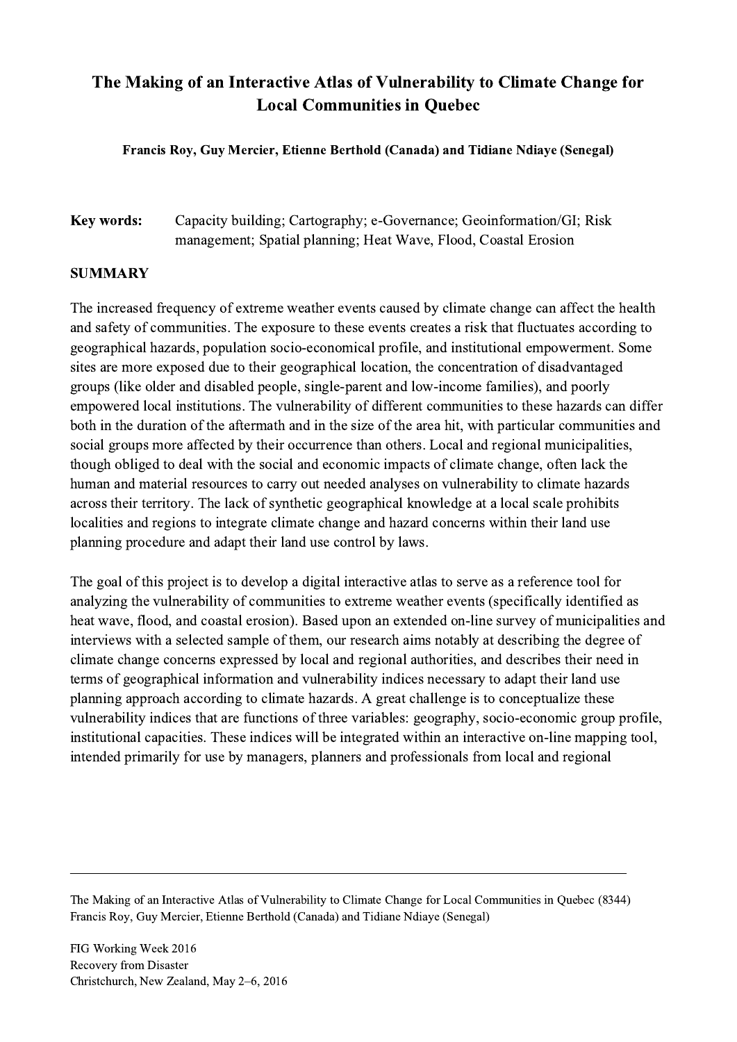# The Making of an Interactive Atlas of Vulnerability to Climate Change for Local Communities in Quebec

**Francis Roy, Guy Mercier, Etienne Berthold (Canada) and Tidiane Ndiaye (Senegal)**

**Key words:** Capacity building; Cartography; e-Governance; Geoinformation/GI; Risk management; Spatial planning; Heat Wave, Flood, Coastal Erosion

## SUMMARY

The increased frequency of extreme weather events caused by climate change can affect the health and safety of communities. The exposure to these events creates a risk that fluctuates according to geographical hazards, population socio-economical profile, and institutional empowerment. Some sites are more exposed due to their geographical location, the concentration of disadvantaged groups (like older and disabled people, single-parent and low-income families), and poorly empowered local institutions. The vulnerability of different communities to these hazards can differ both in the duration of the aftermath and in the size of the area hit, with particular communities and social groups more affected by their occurrence than others. Local and regional municipalities, though obliged to deal with the social and economic impacts of climate change, often lack the human and material resources to carry out needed analyses on vulnerability to climate hazards across their territory. The lack of synthetic geographical knowledge at a local scale prohibits localities and regions to integrate climate change and hazard concerns within their land use planning procedure and adapt their land use control by laws.

The goal of this project is to develop a digital interactive atlas to serve as a reference tool for analyzing the vulnerability of communities to extreme weather events (specifically identified as heat wave, flood, and coastal erosion). Based upon an extended on-line survey of municipalities and interviews with a selected sample of them, our research aims notably at describing the degree of climate change concerns expressed by local and regional authorities, and describes their need in terms of geographical information and vulnerability indices necessary to adapt their land use planning approach according to climate hazards. A great challenge is to conceptualize these vulnerability indices that are functions of three variables: geography, socio-economic group profile, institutional capacities. These indices will be integrated within an interactive on-line mapping tool, intended primarily for use by managers, planners and professionals from local and regional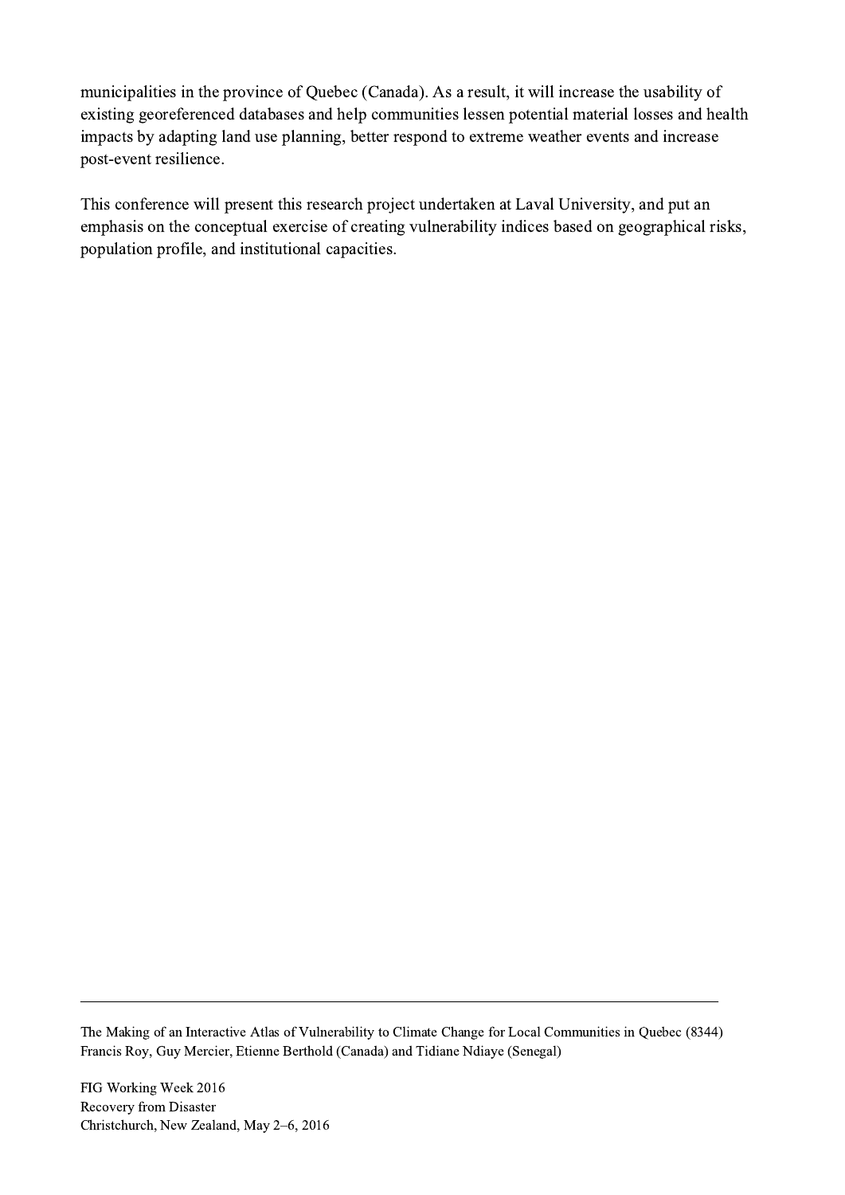municipalities in the province of Quebec (Canada). As a result, it will increase the usability of existing georeferenced databases and help communities lessen potential material losses and health impacts by adapting land use planning, better respond to extreme weather events and increase post-event resilience.

This conference will present this research project undertaken at Laval University, and put an emphasis on the conceptual exercise of creating vulnerability indices based on geographical risks, population profile, and institutional capacities.